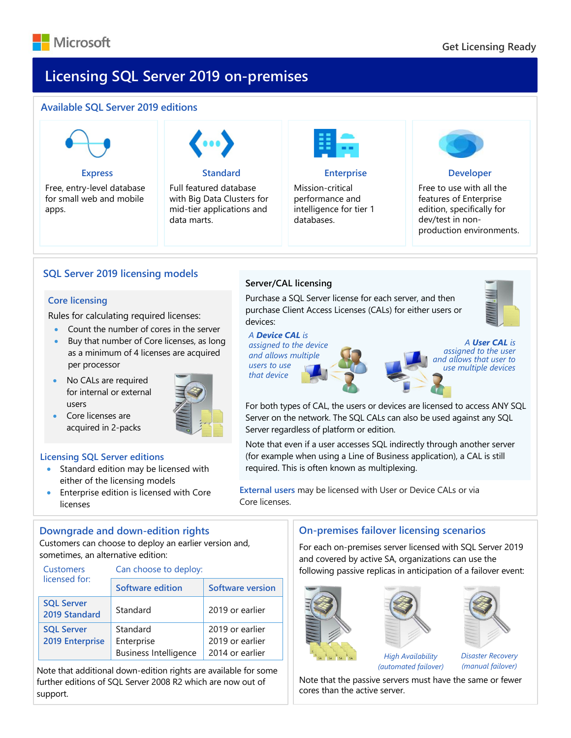Microsoft

Get Licensing Ready

# Licensing SQL Server 2019 on-premises

## Available SQL Server 2019 editions

### Express
Free, entry-level database for small web and mobile apps.

### Standard
Full featured database with Big Data Clusters for mid-tier applications and data marts.

### Enterprise
Mission-critical performance and intelligence for tier 1 databases.

### Developer
Free to use with all the features of Enterprise edition, specifically for dev/test in non-production environments.

## SQL Server 2019 licensing models

### Core licensing

Rules for calculating required licenses:

- Count the number of cores in the server
- Buy that number of Core licenses, as long as a minimum of 4 licenses are acquired per processor
- No CALs are required for internal or external users
- Core licenses are acquired in 2-packs

### Licensing SQL Server editions

- Standard edition may be licensed with either of the licensing models
- Enterprise edition is licensed with Core licenses

### Server/CAL licensing

Purchase a SQL Server license for each server, and then purchase Client Access Licenses (CALs) for either users or devices:

*A **Device CAL** is assigned to the device and allows multiple users to use that device*

*A **User CAL** is assigned to the user and allows that user to use multiple devices*

For both types of CAL, the users or devices are licensed to access ANY SQL Server on the network. The SQL CALs can also be used against any SQL Server regardless of platform or edition.

Note that even if a user accesses SQL indirectly through another server (for example when using a Line of Business application), a CAL is still required. This is often known as multiplexing.

**External users** may be licensed with User or Device CALs or via Core licenses.

## Downgrade and down-edition rights

Customers can choose to deploy an earlier version and, sometimes, an alternative edition:

| Customers licensed for: | Can choose to deploy: Software edition | Software version |
|---|---|---|
| SQL Server 2019 Standard | Standard | 2019 or earlier |
| SQL Server 2019 Enterprise | Standard<br>Enterprise<br>Business Intelligence | 2019 or earlier<br>2019 or earlier<br>2014 or earlier |

Note that additional down-edition rights are available for some further editions of SQL Server 2008 R2 which are now out of support.

## On-premises failover licensing scenarios

For each on-premises server licensed with SQL Server 2019 and covered by active SA, organizations can use the following passive replicas in anticipation of a failover event:

*High Availability (automated failover)*

*Disaster Recovery (manual failover)*

Note that the passive servers must have the same or fewer cores than the active server.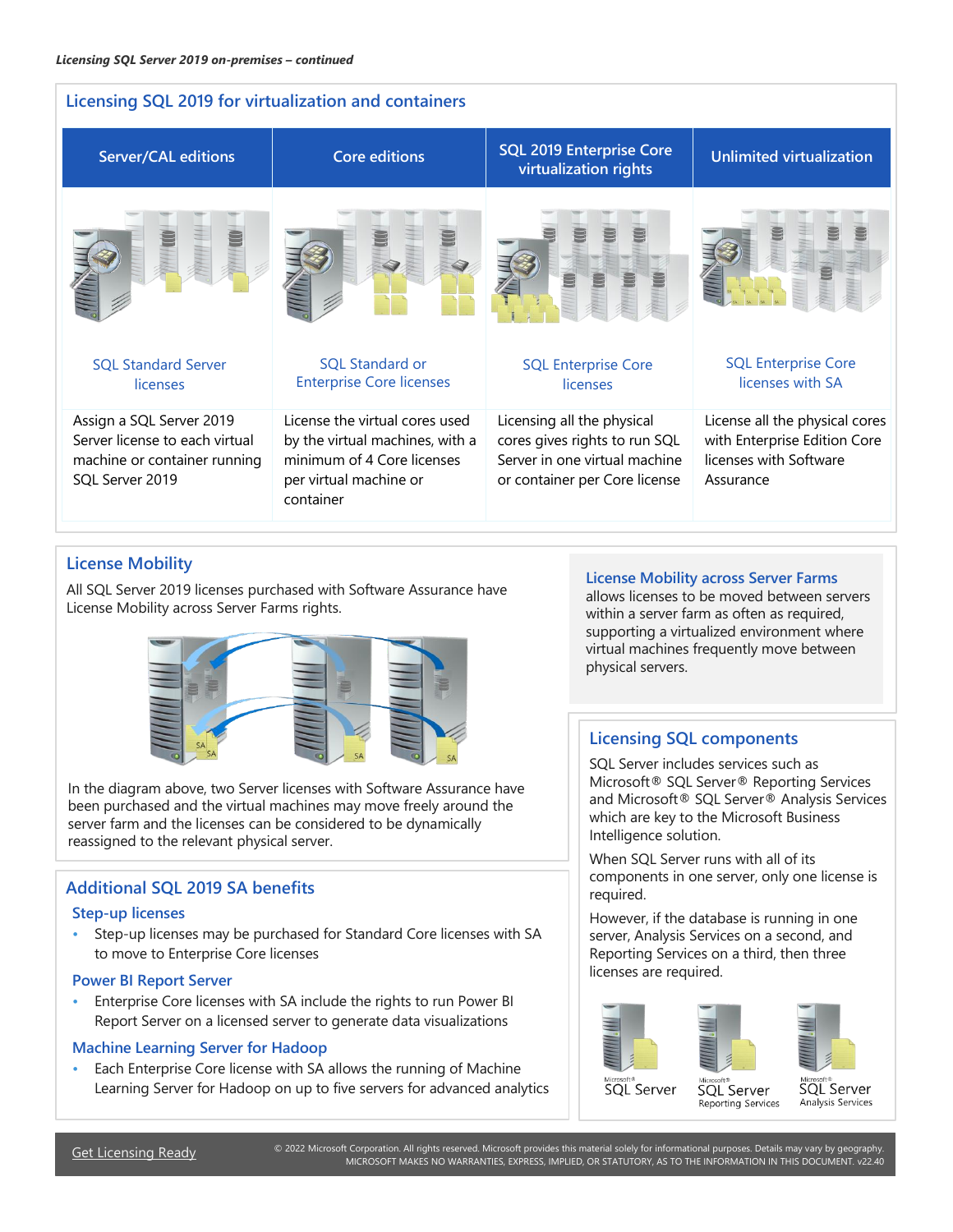*Licensing SQL Server 2019 on-premises – continued*

## Licensing SQL 2019 for virtualization and containers

| Server/CAL editions | Core editions | SQL 2019 Enterprise Core virtualization rights | Unlimited virtualization |
|---|---|---|---|
| SQL Standard Server licenses | SQL Standard or Enterprise Core licenses | SQL Enterprise Core licenses | SQL Enterprise Core licenses with SA |
| Assign a SQL Server 2019 Server license to each virtual machine or container running SQL Server 2019 | License the virtual cores used by the virtual machines, with a minimum of 4 Core licenses per virtual machine or container | Licensing all the physical cores gives rights to run SQL Server in one virtual machine or container per Core license | License all the physical cores with Enterprise Edition Core licenses with Software Assurance |

## License Mobility

All SQL Server 2019 licenses purchased with Software Assurance have License Mobility across Server Farms rights.

In the diagram above, two Server licenses with Software Assurance have been purchased and the virtual machines may move freely around the server farm and the licenses can be considered to be dynamically reassigned to the relevant physical server.

### License Mobility across Server Farms

allows licenses to be moved between servers within a server farm as often as required, supporting a virtualized environment where virtual machines frequently move between physical servers.

## Additional SQL 2019 SA benefits

### Step-up licenses

- Step-up licenses may be purchased for Standard Core licenses with SA to move to Enterprise Core licenses

### Power BI Report Server

- Enterprise Core licenses with SA include the rights to run Power BI Report Server on a licensed server to generate data visualizations

### Machine Learning Server for Hadoop

- Each Enterprise Core license with SA allows the running of Machine Learning Server for Hadoop on up to five servers for advanced analytics

## Licensing SQL components

SQL Server includes services such as Microsoft® SQL Server® Reporting Services and Microsoft® SQL Server® Analysis Services which are key to the Microsoft Business Intelligence solution.

When SQL Server runs with all of its components in one server, only one license is required.

However, if the database is running in one server, Analysis Services on a second, and Reporting Services on a third, then three licenses are required.

Microsoft® SQL Server

Microsoft® SQL Server Reporting Services

Microsoft® SQL Server Analysis Services

Get Licensing Ready

© 2022 Microsoft Corporation. All rights reserved. Microsoft provides this material solely for informational purposes. Details may vary by geography. MICROSOFT MAKES NO WARRANTIES, EXPRESS, IMPLIED, OR STATUTORY, AS TO THE INFORMATION IN THIS DOCUMENT. v22.40